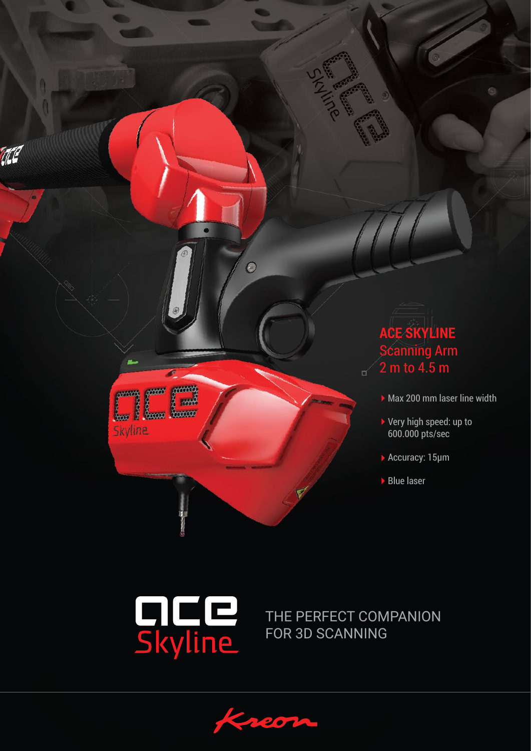## ACE SKYLINE
Scanning Arm
2 m to 4.5 m

- Max 200 mm laser line width
- Very high speed: up to 600.000 pts/sec
- Accuracy: 15µm
- Blue laser

ace
Skyline

THE PERFECT COMPANION
FOR 3D SCANNING

Kreon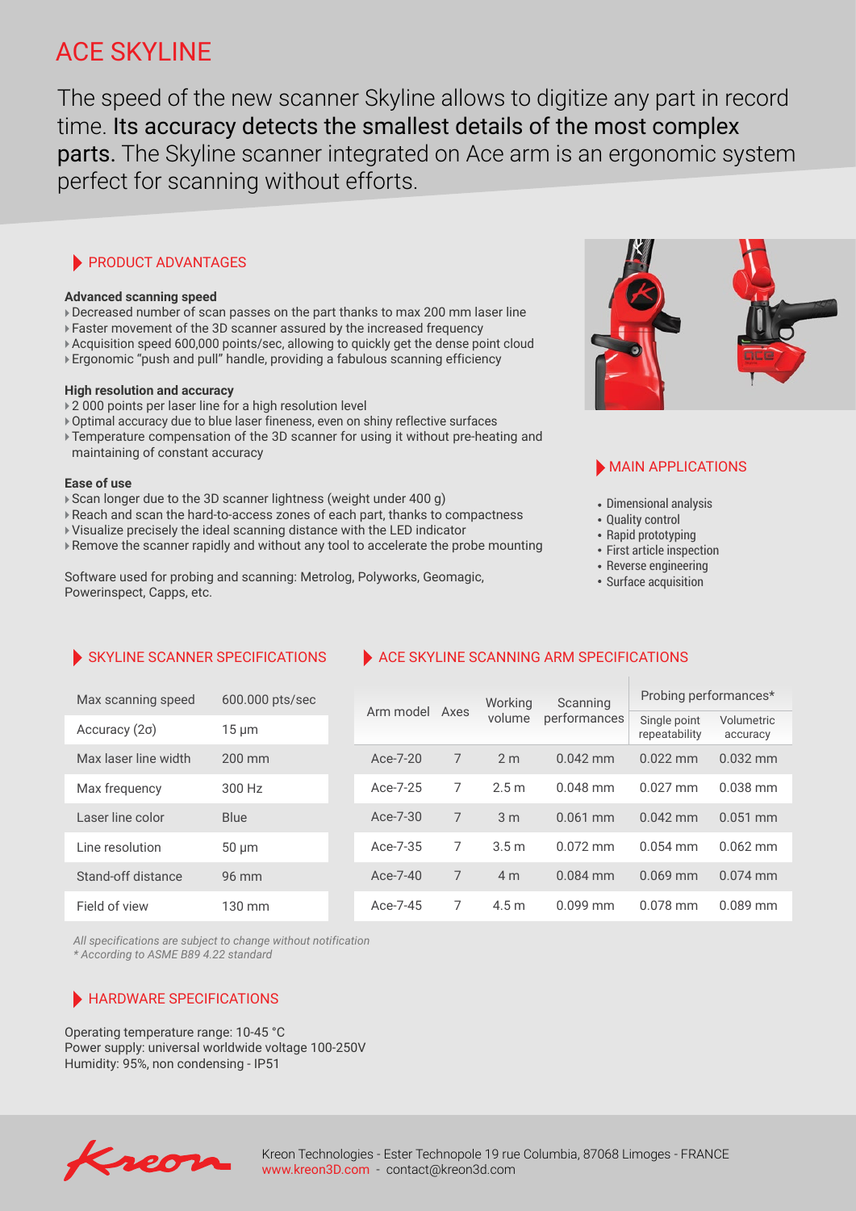# ACE SKYLINE

The speed of the new scanner Skyline allows to digitize any part in record time. **Its accuracy detects the smallest details of the most complex parts.** The Skyline scanner integrated on Ace arm is an ergonomic system perfect for scanning without efforts.

## PRODUCT ADVANTAGES

**Advanced scanning speed**

- Decreased number of scan passes on the part thanks to max 200 mm laser line
- Faster movement of the 3D scanner assured by the increased frequency
- Acquisition speed 600,000 points/sec, allowing to quickly get the dense point cloud
- Ergonomic "push and pull" handle, providing a fabulous scanning efficiency

**High resolution and accuracy**

- 2 000 points per laser line for a high resolution level
- Optimal accuracy due to blue laser fineness, even on shiny reflective surfaces
- Temperature compensation of the 3D scanner for using it without pre-heating and maintaining of constant accuracy

**Ease of use**

- Scan longer due to the 3D scanner lightness (weight under 400 g)
- Reach and scan the hard-to-access zones of each part, thanks to compactness
- Visualize precisely the ideal scanning distance with the LED indicator
- Remove the scanner rapidly and without any tool to accelerate the probe mounting

Software used for probing and scanning: Metrolog, Polyworks, Geomagic, Powerinspect, Capps, etc.

## MAIN APPLICATIONS

- Dimensional analysis
- Quality control
- Rapid prototyping
- First article inspection
- Reverse engineering
- Surface acquisition

## SKYLINE SCANNER SPECIFICATIONS

| | |
|---|---|
| Max scanning speed | 600.000 pts/sec |
| Accuracy (2σ) | 15 µm |
| Max laser line width | 200 mm |
| Max frequency | 300 Hz |
| Laser line color | Blue |
| Line resolution | 50 µm |
| Stand-off distance | 96 mm |
| Field of view | 130 mm |

## ACE SKYLINE SCANNING ARM SPECIFICATIONS

| Arm model | Axes | Working volume | Scanning performances | Probing performances* | |
|---|---|---|---|---|---|
| | | | | Single point repeatability | Volumetric accuracy |
| Ace-7-20 | 7 | 2 m | 0.042 mm | 0.022 mm | 0.032 mm |
| Ace-7-25 | 7 | 2.5 m | 0.048 mm | 0.027 mm | 0.038 mm |
| Ace-7-30 | 7 | 3 m | 0.061 mm | 0.042 mm | 0.051 mm |
| Ace-7-35 | 7 | 3.5 m | 0.072 mm | 0.054 mm | 0.062 mm |
| Ace-7-40 | 7 | 4 m | 0.084 mm | 0.069 mm | 0.074 mm |
| Ace-7-45 | 7 | 4.5 m | 0.099 mm | 0.078 mm | 0.089 mm |

*All specifications are subject to change without notification*
*\* According to ASME B89 4.22 standard*

## HARDWARE SPECIFICATIONS

Operating temperature range: 10-45 °C
Power supply: universal worldwide voltage 100-250V
Humidity: 95%, non condensing - IP51

Kreon Technologies - Ester Technopole 19 rue Columbia, 87068 Limoges - FRANCE
www.kreon3D.com - contact@kreon3d.com